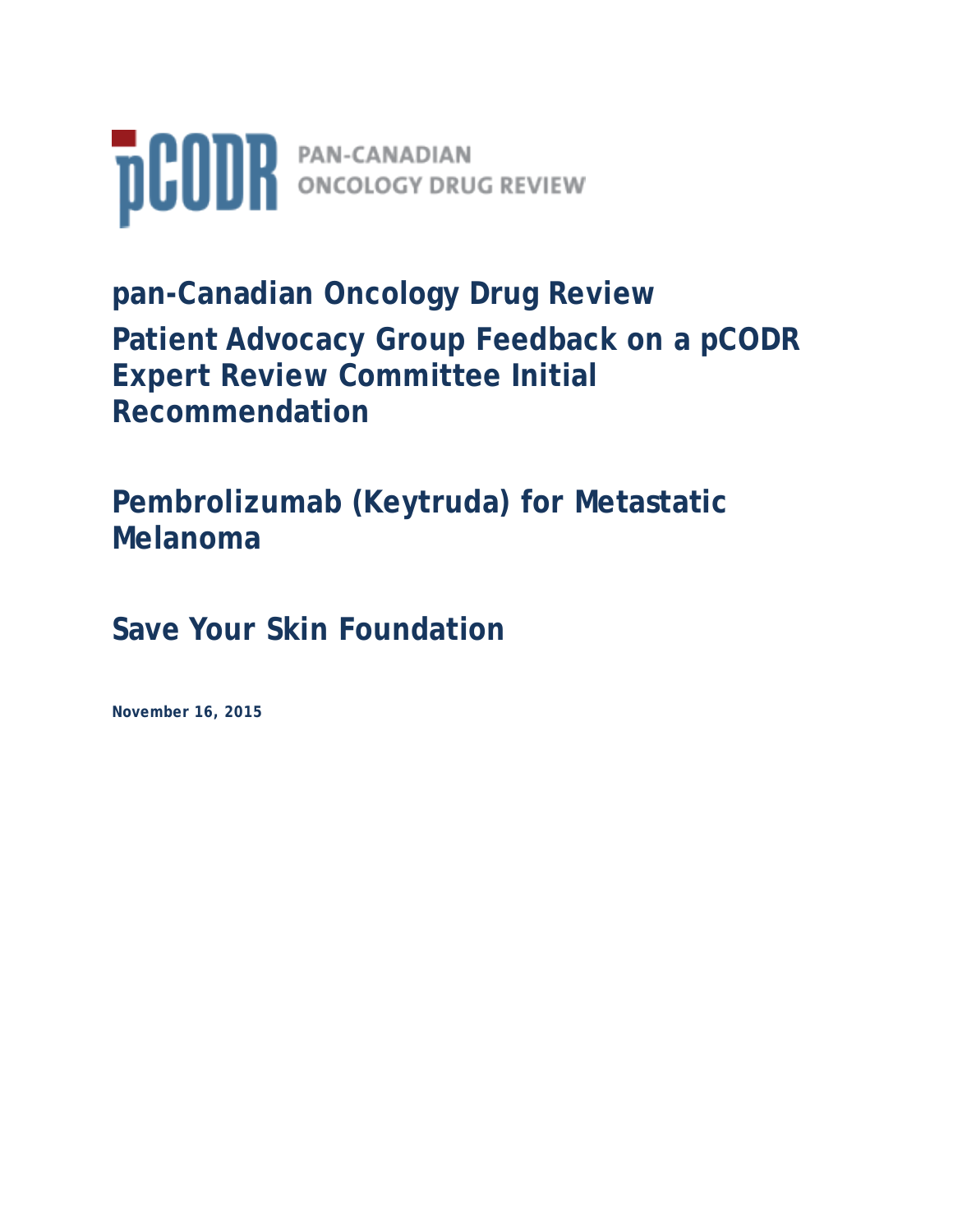pCODR PAN-CANADIAN ONCOLOGY DRUG REVIEW

# pan-Canadian Oncology Drug Review

# Patient Advocacy Group Feedback on a pCODR Expert Review Committee Initial Recommendation

## Pembrolizumab (Keytruda) for Metastatic Melanoma

## Save Your Skin Foundation

**November 16, 2015**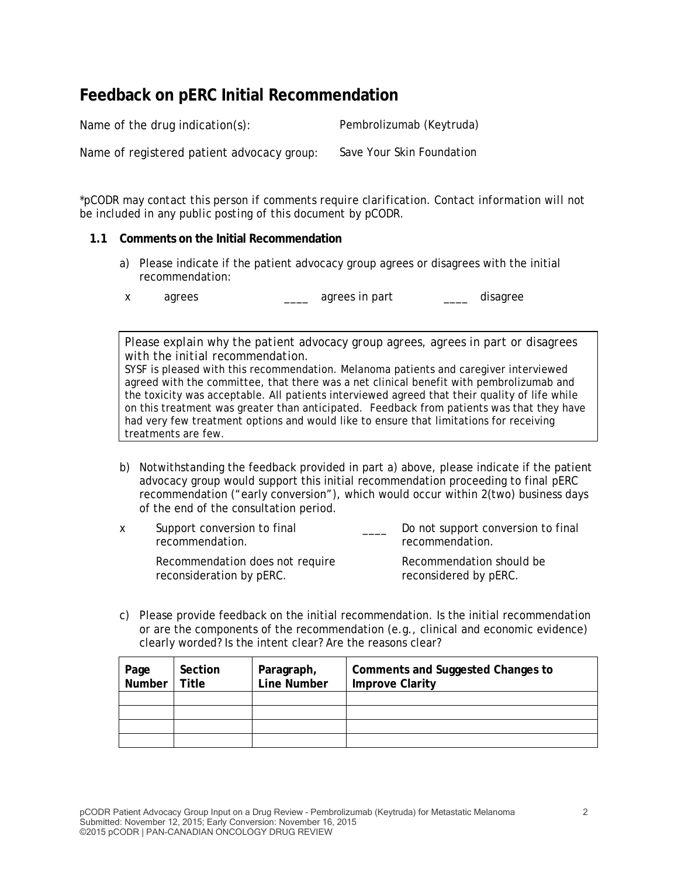## Feedback on pERC Initial Recommendation

Name of the drug indication(s): Pembrolizumab (Keytruda)

Name of registered patient advocacy group: Save Your Skin Foundation

*pCODR may contact this person if comments require clarification. Contact information will not be included in any public posting of this document by pCODR.

### 1.1 Comments on the Initial Recommendation

a) Please indicate if the patient advocacy group agrees or disagrees with the initial recommendation:

x agrees ____ agrees in part ____ disagree

| Please explain why the patient advocacy group agrees, agrees in part or disagrees with the initial recommendation. |
|---|
| SYSF is pleased with this recommendation. Melanoma patients and caregiver interviewed agreed with the committee, that there was a net clinical benefit with pembrolizumab and the toxicity was acceptable. All patients interviewed agreed that their quality of life while on this treatment was greater than anticipated. Feedback from patients was that they have had very few treatment options and would like to ensure that limitations for receiving treatments are few. |

b) Notwithstanding the feedback provided in part a) above, please indicate if the patient advocacy group would support this initial recommendation proceeding to final pERC recommendation ("early conversion"), which would occur within 2(two) business days of the end of the consultation period.

x Support conversion to final recommendation.
Recommendation does not require reconsideration by pERC.

____ Do not support conversion to final recommendation.
Recommendation should be reconsidered by pERC.

c) Please provide feedback on the initial recommendation. Is the initial recommendation or are the components of the recommendation (e.g., clinical and economic evidence) clearly worded? Is the intent clear? Are the reasons clear?

| Page Number | Section Title | Paragraph, Line Number | Comments and Suggested Changes to Improve Clarity |
|---|---|---|---|
| | | | |
| | | | |
| | | | |
| | | | |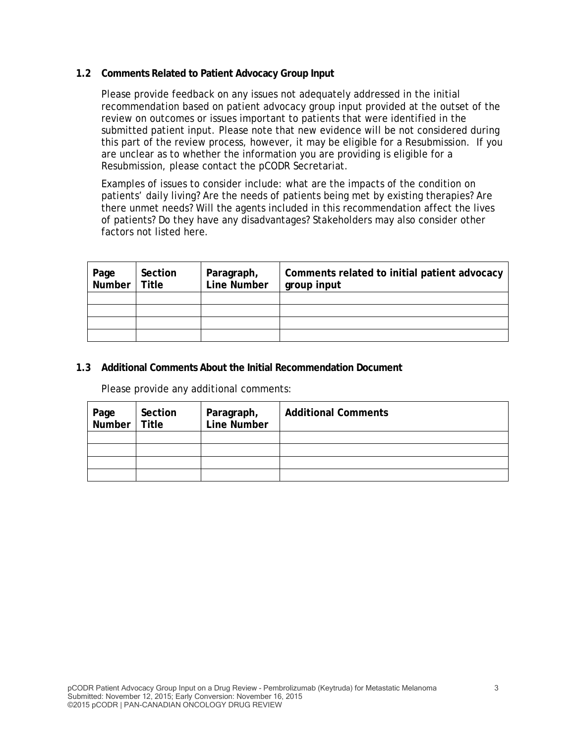### 1.2 Comments Related to Patient Advocacy Group Input

Please provide feedback on any issues not adequately addressed in the initial recommendation based on patient advocacy group input provided at the outset of the review on outcomes or issues important to patients that were identified in the submitted patient input. Please note that new evidence will be not considered during this part of the review process, however, it may be eligible for a Resubmission. If you are unclear as to whether the information you are providing is eligible for a Resubmission, please contact the pCODR Secretariat.

Examples of issues to consider include: what are the impacts of the condition on patients' daily living? Are the needs of patients being met by existing therapies? Are there unmet needs? Will the agents included in this recommendation affect the lives of patients? Do they have any disadvantages? Stakeholders may also consider other factors not listed here.

| Page Number | Section Title | Paragraph, Line Number | Comments related to initial patient advocacy group input |
|---|---|---|---|
| | | | |
| | | | |
| | | | |
| | | | |

### 1.3 Additional Comments About the Initial Recommendation Document

Please provide any additional comments:

| Page Number | Section Title | Paragraph, Line Number | Additional Comments |
|---|---|---|---|
| | | | |
| | | | |
| | | | |
| | | | |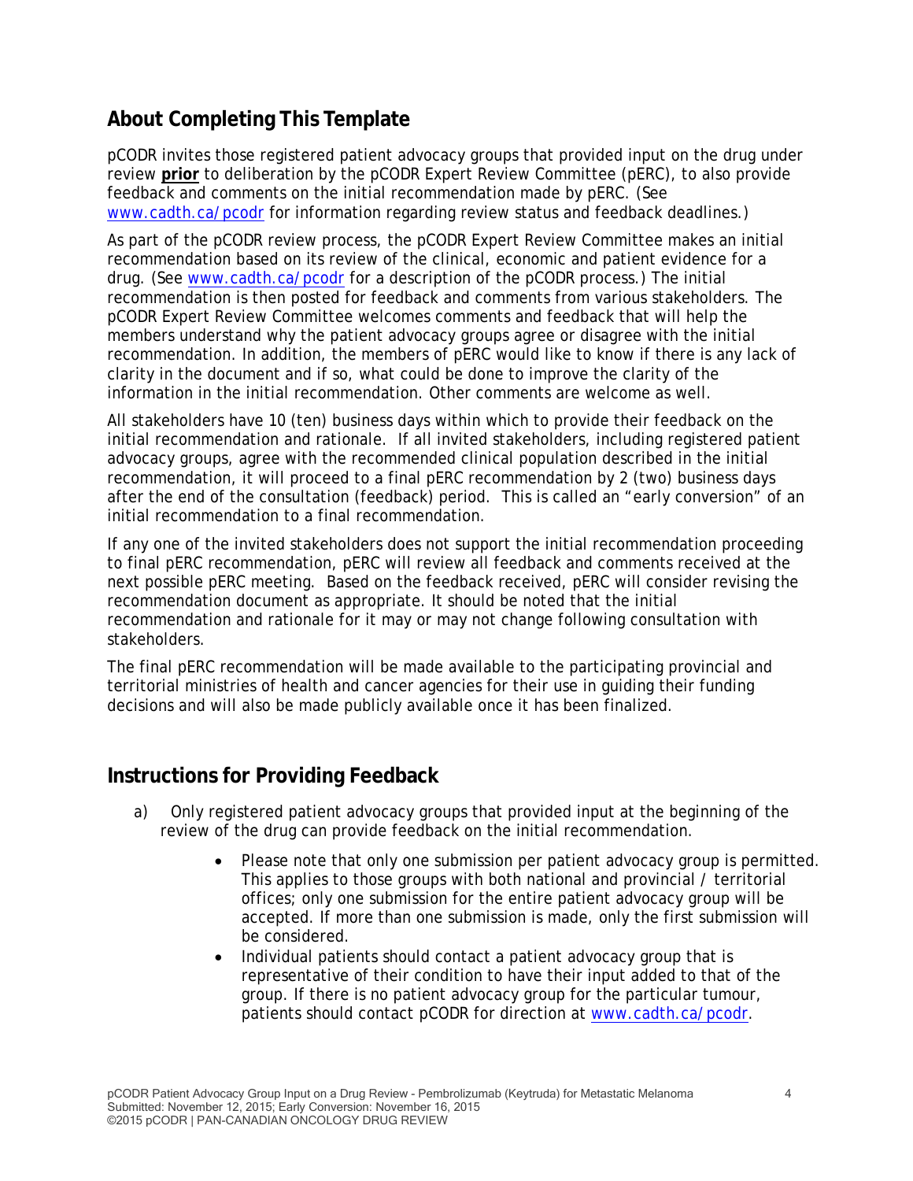## About Completing This Template

pCODR invites those registered patient advocacy groups that provided input on the drug under review **prior** to deliberation by the pCODR Expert Review Committee (pERC), to also provide feedback and comments on the initial recommendation made by pERC. (See www.cadth.ca/pcodr for information regarding review status and feedback deadlines.)

As part of the pCODR review process, the pCODR Expert Review Committee makes an initial recommendation based on its review of the clinical, economic and patient evidence for a drug. (See www.cadth.ca/pcodr for a description of the pCODR process.) The initial recommendation is then posted for feedback and comments from various stakeholders. The pCODR Expert Review Committee welcomes comments and feedback that will help the members understand why the patient advocacy groups agree or disagree with the initial recommendation. In addition, the members of pERC would like to know if there is any lack of clarity in the document and if so, what could be done to improve the clarity of the information in the initial recommendation. Other comments are welcome as well.

All stakeholders have 10 (ten) business days within which to provide their feedback on the initial recommendation and rationale. If all invited stakeholders, including registered patient advocacy groups, agree with the recommended clinical population described in the initial recommendation, it will proceed to a final pERC recommendation by 2 (two) business days after the end of the consultation (feedback) period. This is called an "early conversion" of an initial recommendation to a final recommendation.

If any one of the invited stakeholders does not support the initial recommendation proceeding to final pERC recommendation, pERC will review all feedback and comments received at the next possible pERC meeting. Based on the feedback received, pERC will consider revising the recommendation document as appropriate. It should be noted that the initial recommendation and rationale for it may or may not change following consultation with stakeholders.

The final pERC recommendation will be made available to the participating provincial and territorial ministries of health and cancer agencies for their use in guiding their funding decisions and will also be made publicly available once it has been finalized.

## Instructions for Providing Feedback

a) Only registered patient advocacy groups that provided input at the beginning of the review of the drug can provide feedback on the initial recommendation.

- Please note that only one submission per patient advocacy group is permitted. This applies to those groups with both national and provincial / territorial offices; only one submission for the entire patient advocacy group will be accepted. If more than one submission is made, only the first submission will be considered.
- Individual patients should contact a patient advocacy group that is representative of their condition to have their input added to that of the group. If there is no patient advocacy group for the particular tumour, patients should contact pCODR for direction at www.cadth.ca/pcodr.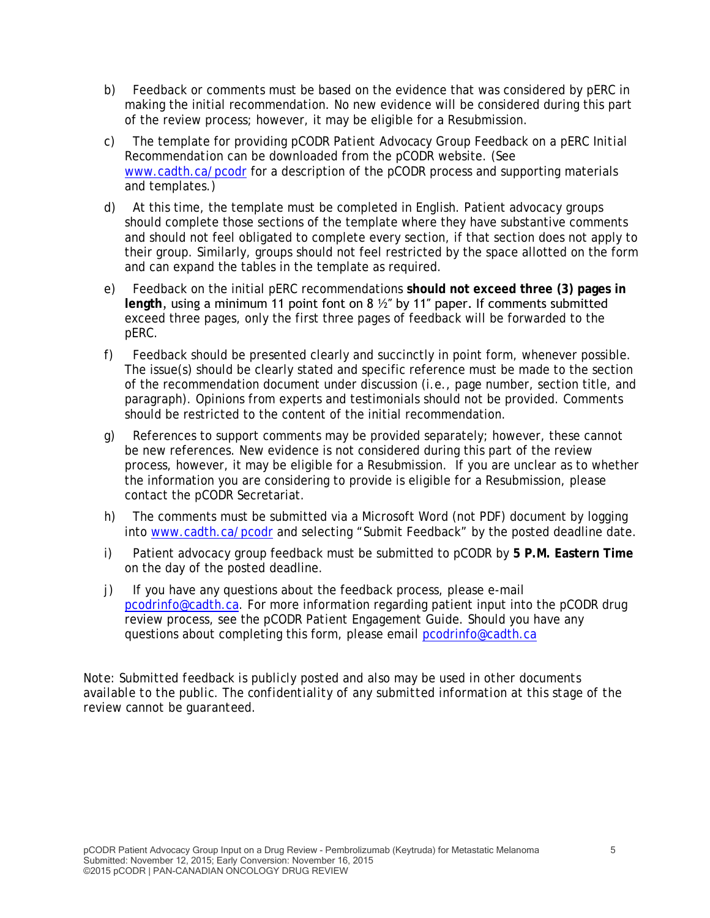b) Feedback or comments must be based on the evidence that was considered by pERC in making the initial recommendation. No new evidence will be considered during this part of the review process; however, it may be eligible for a Resubmission.

c) The template for providing *pCODR Patient Advocacy Group Feedback on a pERC Initial Recommendation* can be downloaded from the pCODR website. (See www.cadth.ca/pcodr for a description of the pCODR process and supporting materials and templates.)

d) At this time, the template must be completed in English. Patient advocacy groups should complete those sections of the template where they have substantive comments and should not feel obligated to complete every section, if that section does not apply to their group. Similarly, groups should not feel restricted by the space allotted on the form and can expand the tables in the template as required.

e) Feedback on the initial pERC recommendations **should not exceed three (3) pages in length**, using a minimum 11 point font on 8 ½" by 11" paper. If comments submitted exceed three pages, only the first three pages of feedback will be forwarded to the pERC.

f) Feedback should be presented clearly and succinctly in point form, whenever possible. The issue(s) should be clearly stated and specific reference must be made to the section of the recommendation document under discussion (i.e., page number, section title, and paragraph). Opinions from experts and testimonials should not be provided. Comments should be restricted to the content of the initial recommendation.

g) References to support comments may be provided separately; however, these cannot be new references. New evidence is not considered during this part of the review process, however, it may be eligible for a Resubmission. If you are unclear as to whether the information you are considering to provide is eligible for a Resubmission, please contact the pCODR Secretariat.

h) The comments must be submitted via a Microsoft Word (not PDF) document by logging into www.cadth.ca/pcodr and selecting "Submit Feedback" by the posted deadline date.

i) Patient advocacy group feedback must be submitted to pCODR by **5 P.M. Eastern Time** on the day of the posted deadline.

j) If you have any questions about the feedback process, please e-mail pcodrinfo@cadth.ca. For more information regarding patient input into the pCODR drug review process, see the pCODR Patient Engagement Guide. Should you have any questions about completing this form, please email pcodrinfo@cadth.ca

*Note: Submitted feedback is publicly posted and also may be used in other documents available to the public. The confidentiality of any submitted information at this stage of the review cannot be guaranteed.*